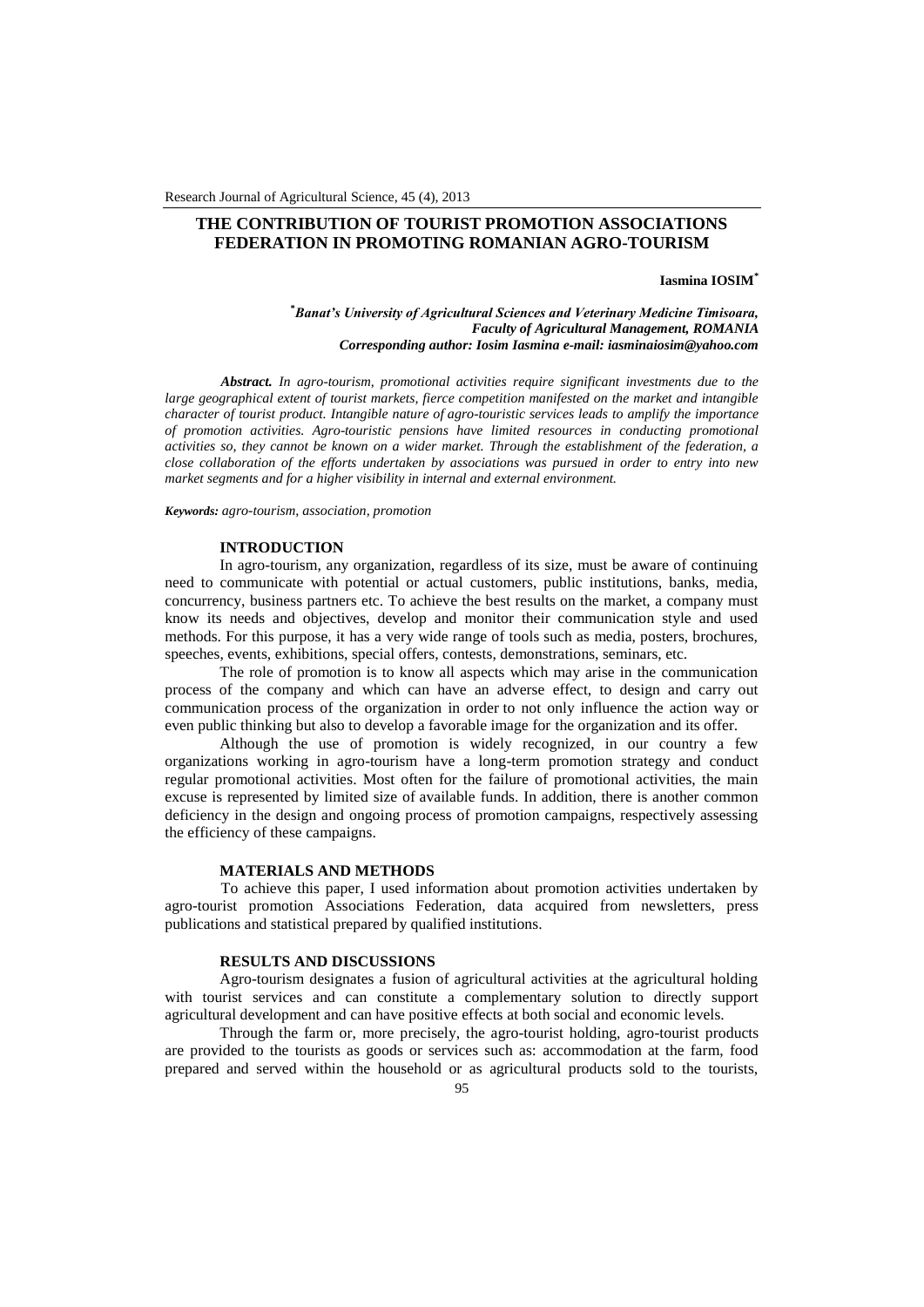# THE CONTRIBUTION OF TOURIST PROMOTION ASSOCIATIONS FEDERATION IN PROMOTING ROMANIAN AGRO-TOURISM

**Iasmina IOSIM***

***Banat's University of Agricultural Sciences and Veterinary Medicine Timisoara, Faculty of Agricultural Management, ROMANIA***
***Corresponding author: Iosim Iasmina e-mail: iasminaiosim@yahoo.com***

***Abstract.*** *In agro-tourism, promotional activities require significant investments due to the large geographical extent of tourist markets, fierce competition manifested on the market and intangible character of tourist product. Intangible nature of agro-touristic services leads to amplify the importance of promotion activities. Agro-touristic pensions have limited resources in conducting promotional activities so, they cannot be known on a wider market. Through the establishment of the federation, a close collaboration of the efforts undertaken by associations was pursued in order to entry into new market segments and for a higher visibility in internal and external environment.*

***Keywords:*** *agro-tourism, association, promotion*

## INTRODUCTION

In agro-tourism, any organization, regardless of its size, must be aware of continuing need to communicate with potential or actual customers, public institutions, banks, media, concurrency, business partners etc. To achieve the best results on the market, a company must know its needs and objectives, develop and monitor their communication style and used methods. For this purpose, it has a very wide range of tools such as media, posters, brochures, speeches, events, exhibitions, special offers, contests, demonstrations, seminars, etc.

The role of promotion is to know all aspects which may arise in the communication process of the company and which can have an adverse effect, to design and carry out communication process of the organization in order to not only influence the action way or even public thinking but also to develop a favorable image for the organization and its offer.

Although the use of promotion is widely recognized, in our country a few organizations working in agro-tourism have a long-term promotion strategy and conduct regular promotional activities. Most often for the failure of promotional activities, the main excuse is represented by limited size of available funds. In addition, there is another common deficiency in the design and ongoing process of promotion campaigns, respectively assessing the efficiency of these campaigns.

## MATERIALS AND METHODS

To achieve this paper, I used information about promotion activities undertaken by agro-tourist promotion Associations Federation, data acquired from newsletters, press publications and statistical prepared by qualified institutions.

## RESULTS AND DISCUSSIONS

Agro-tourism designates a fusion of agricultural activities at the agricultural holding with tourist services and can constitute a complementary solution to directly support agricultural development and can have positive effects at both social and economic levels.

Through the farm or, more precisely, the agro-tourist holding, agro-tourist products are provided to the tourists as goods or services such as: accommodation at the farm, food prepared and served within the household or as agricultural products sold to the tourists,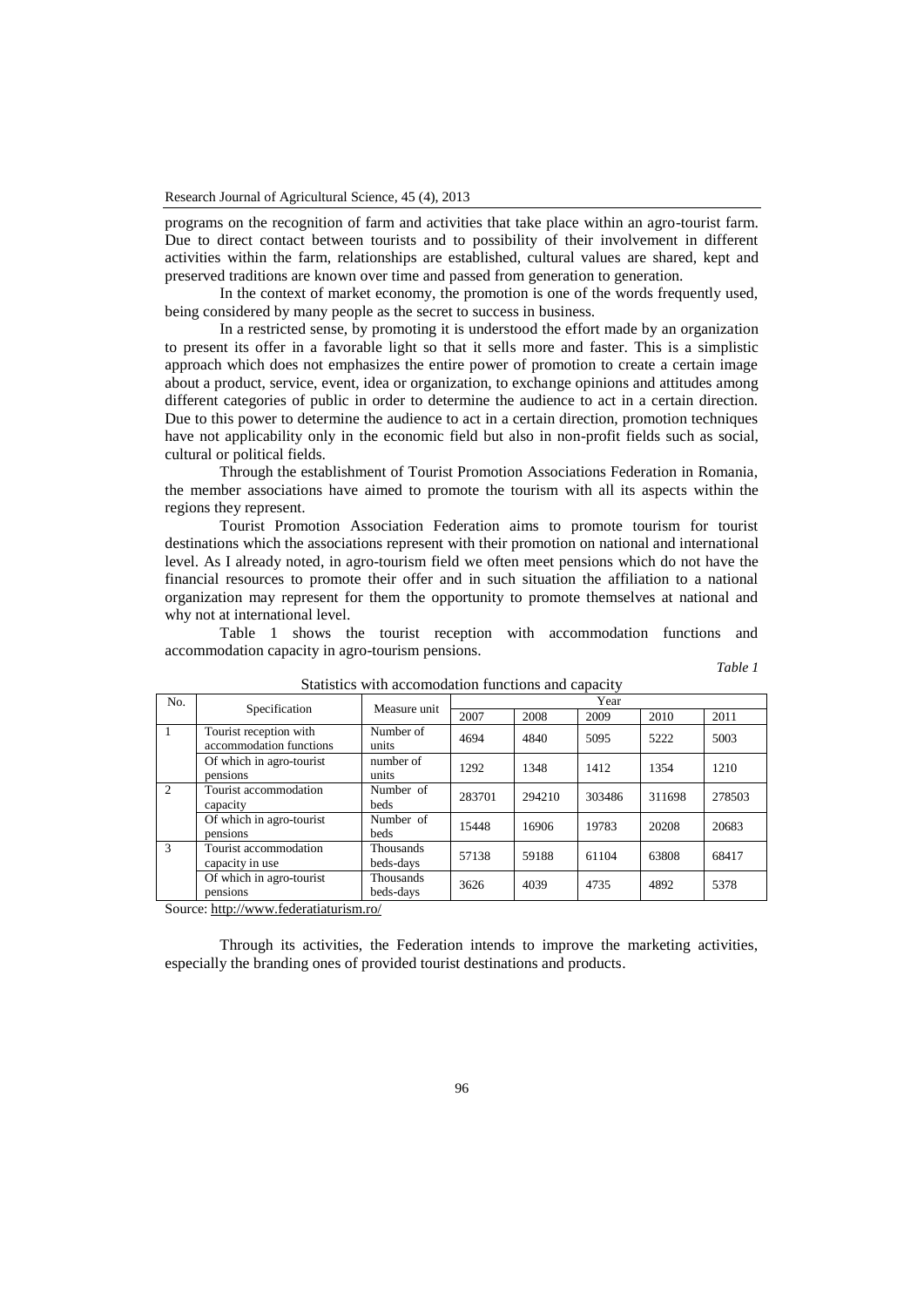programs on the recognition of farm and activities that take place within an agro-tourist farm. Due to direct contact between tourists and to possibility of their involvement in different activities within the farm, relationships are established, cultural values are shared, kept and preserved traditions are known over time and passed from generation to generation.

In the context of market economy, the promotion is one of the words frequently used, being considered by many people as the secret to success in business.

In a restricted sense, by promoting it is understood the effort made by an organization to present its offer in a favorable light so that it sells more and faster. This is a simplistic approach which does not emphasizes the entire power of promotion to create a certain image about a product, service, event, idea or organization, to exchange opinions and attitudes among different categories of public in order to determine the audience to act in a certain direction. Due to this power to determine the audience to act in a certain direction, promotion techniques have not applicability only in the economic field but also in non-profit fields such as social, cultural or political fields.

Through the establishment of Tourist Promotion Associations Federation in Romania, the member associations have aimed to promote the tourism with all its aspects within the regions they represent.

Tourist Promotion Association Federation aims to promote tourism for tourist destinations which the associations represent with their promotion on national and international level. As I already noted, in agro-tourism field we often meet pensions which do not have the financial resources to promote their offer and in such situation the affiliation to a national organization may represent for them the opportunity to promote themselves at national and why not at international level.

Table 1 shows the tourist reception with accommodation functions and accommodation capacity in agro-tourism pensions.

*Table 1*

Statistics with accomodation functions and capacity

| No. | Specification | Measure unit | Year | | | | |
|---|---|---|---|---|---|---|---|
| | | | 2007 | 2008 | 2009 | 2010 | 2011 |
| 1 | Tourist reception with accommodation functions | Number of units | 4694 | 4840 | 5095 | 5222 | 5003 |
| | Of which in agro-tourist pensions | number of units | 1292 | 1348 | 1412 | 1354 | 1210 |
| 2 | Tourist accommodation capacity | Number of beds | 283701 | 294210 | 303486 | 311698 | 278503 |
| | Of which in agro-tourist pensions | Number of beds | 15448 | 16906 | 19783 | 20208 | 20683 |
| 3 | Tourist accommodation capacity in use | Thousands beds-days | 57138 | 59188 | 61104 | 63808 | 68417 |
| | Of which in agro-tourist pensions | Thousands beds-days | 3626 | 4039 | 4735 | 4892 | 5378 |

Source: http://www.federatiaturism.ro/

Through its activities, the Federation intends to improve the marketing activities, especially the branding ones of provided tourist destinations and products.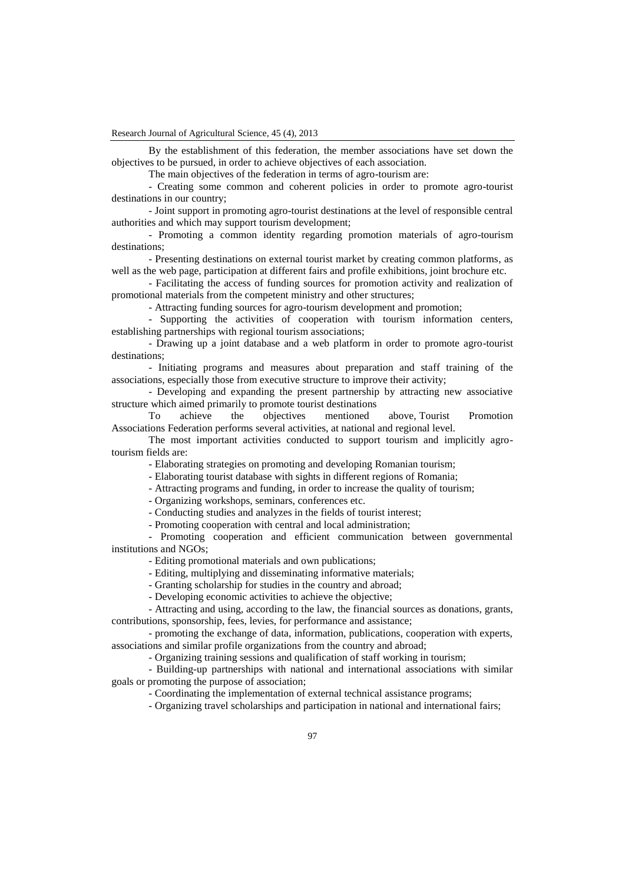By the establishment of this federation, the member associations have set down the objectives to be pursued, in order to achieve objectives of each association.

The main objectives of the federation in terms of agro-tourism are:

- Creating some common and coherent policies in order to promote agro-tourist destinations in our country;
- Joint support in promoting agro-tourist destinations at the level of responsible central authorities and which may support tourism development;
- Promoting a common identity regarding promotion materials of agro-tourism destinations;
- Presenting destinations on external tourist market by creating common platforms, as well as the web page, participation at different fairs and profile exhibitions, joint brochure etc.
- Facilitating the access of funding sources for promotion activity and realization of promotional materials from the competent ministry and other structures;
- Attracting funding sources for agro-tourism development and promotion;
- Supporting the activities of cooperation with tourism information centers, establishing partnerships with regional tourism associations;
- Drawing up a joint database and a web platform in order to promote agro-tourist destinations;
- Initiating programs and measures about preparation and staff training of the associations, especially those from executive structure to improve their activity;
- Developing and expanding the present partnership by attracting new associative structure which aimed primarily to promote tourist destinations

To achieve the objectives mentioned above, Tourist Promotion Associations Federation performs several activities, at national and regional level.

The most important activities conducted to support tourism and implicitly agro-tourism fields are:

- Elaborating strategies on promoting and developing Romanian tourism;
- Elaborating tourist database with sights in different regions of Romania;
- Attracting programs and funding, in order to increase the quality of tourism;
- Organizing workshops, seminars, conferences etc.
- Conducting studies and analyzes in the fields of tourist interest;
- Promoting cooperation with central and local administration;
- Promoting cooperation and efficient communication between governmental institutions and NGOs;
- Editing promotional materials and own publications;
- Editing, multiplying and disseminating informative materials;
- Granting scholarship for studies in the country and abroad;
- Developing economic activities to achieve the objective;
- Attracting and using, according to the law, the financial sources as donations, grants, contributions, sponsorship, fees, levies, for performance and assistance;
- promoting the exchange of data, information, publications, cooperation with experts, associations and similar profile organizations from the country and abroad;
- Organizing training sessions and qualification of staff working in tourism;
- Building-up partnerships with national and international associations with similar goals or promoting the purpose of association;
- Coordinating the implementation of external technical assistance programs;
- Organizing travel scholarships and participation in national and international fairs;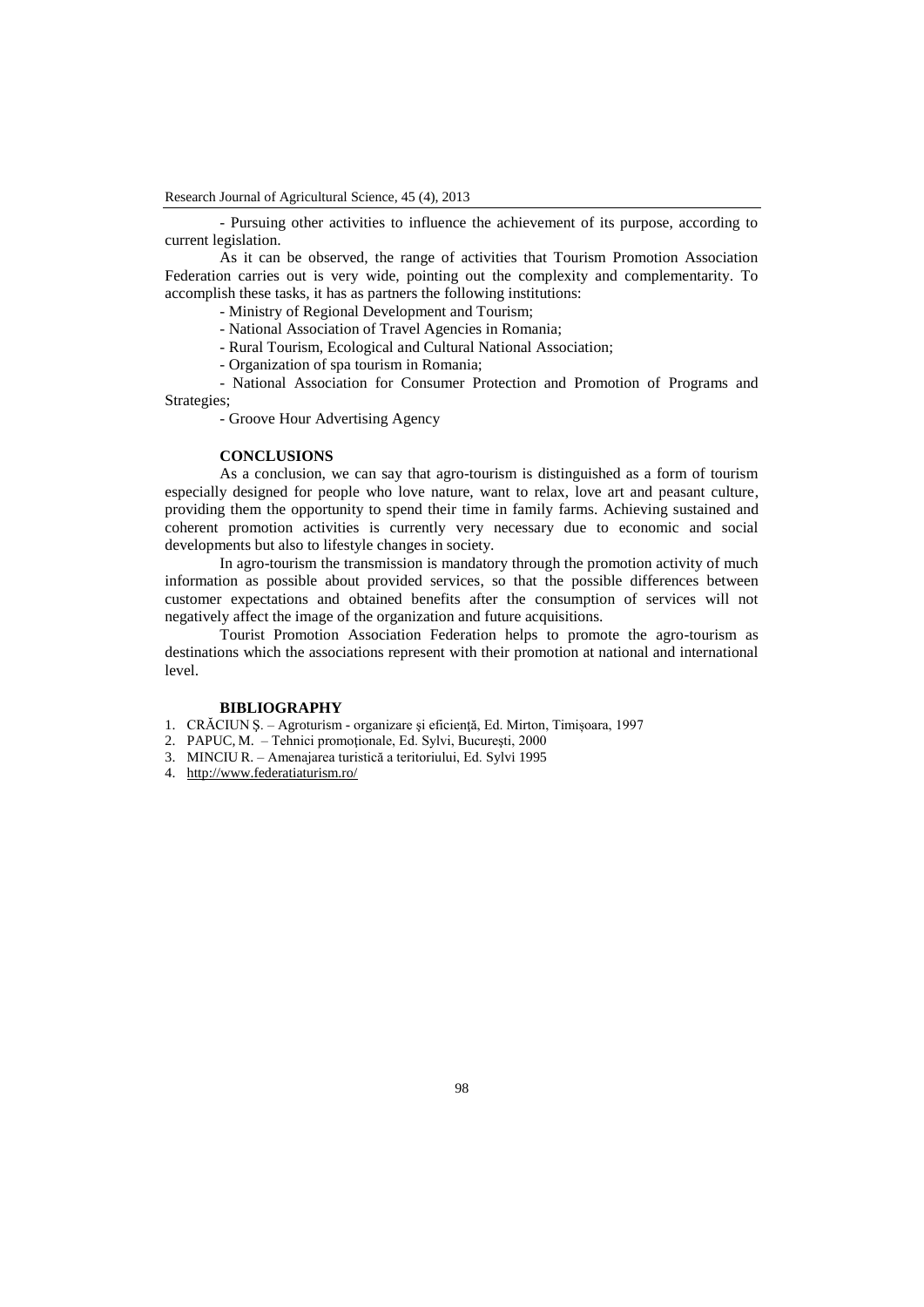- Pursuing other activities to influence the achievement of its purpose, according to current legislation.

As it can be observed, the range of activities that Tourism Promotion Association Federation carries out is very wide, pointing out the complexity and complementarity. To accomplish these tasks, it has as partners the following institutions:

- Ministry of Regional Development and Tourism;
- National Association of Travel Agencies in Romania;
- Rural Tourism, Ecological and Cultural National Association;
- Organization of spa tourism in Romania;
- National Association for Consumer Protection and Promotion of Programs and Strategies;
- Groove Hour Advertising Agency

## CONCLUSIONS

As a conclusion, we can say that agro-tourism is distinguished as a form of tourism especially designed for people who love nature, want to relax, love art and peasant culture, providing them the opportunity to spend their time in family farms. Achieving sustained and coherent promotion activities is currently very necessary due to economic and social developments but also to lifestyle changes in society.

In agro-tourism the transmission is mandatory through the promotion activity of much information as possible about provided services, so that the possible differences between customer expectations and obtained benefits after the consumption of services will not negatively affect the image of the organization and future acquisitions.

Tourist Promotion Association Federation helps to promote the agro-tourism as destinations which the associations represent with their promotion at national and international level.

## BIBLIOGRAPHY

1. CRĂCIUN Ș. – Agroturism - organizare şi eficienţă, Ed. Mirton, Timișoara, 1997
2. PAPUC, M. – Tehnici promoţionale, Ed. Sylvi, Bucureşti, 2000
3. MINCIU R. – Amenajarea turistică a teritoriului, Ed. Sylvi 1995
4. http://www.federatiaturism.ro/